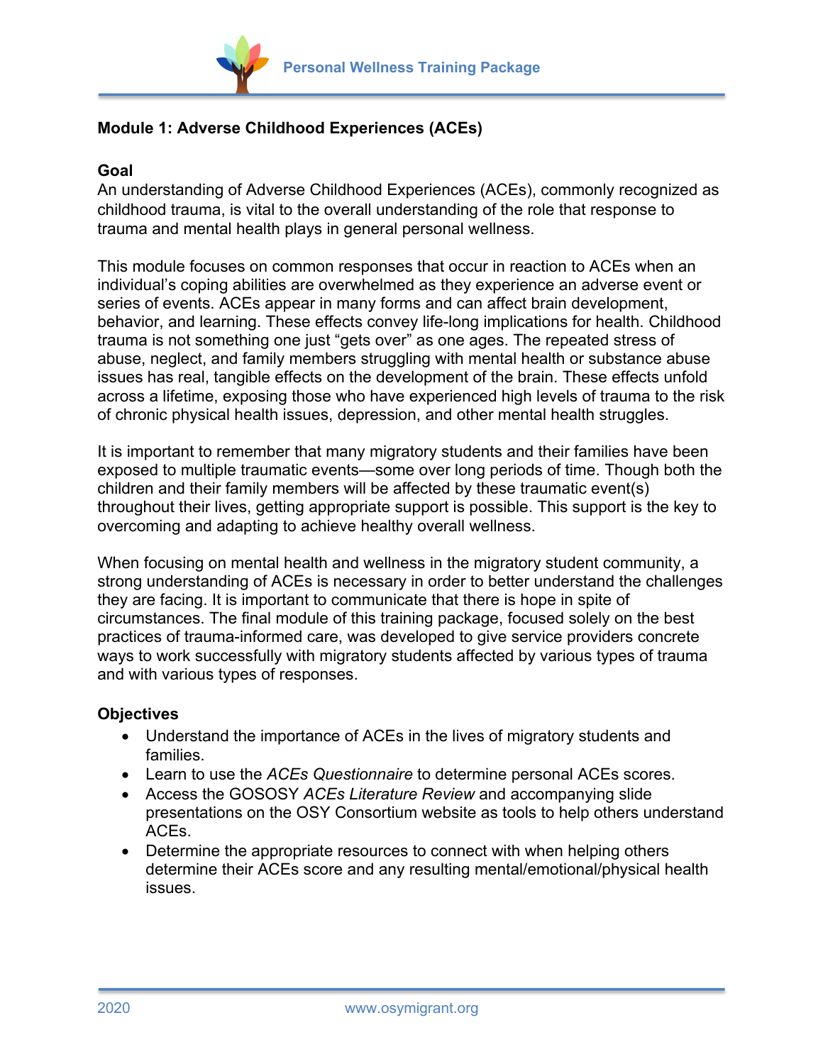## Module 1: Adverse Childhood Experiences (ACEs)

### Goal

An understanding of Adverse Childhood Experiences (ACEs), commonly recognized as childhood trauma, is vital to the overall understanding of the role that response to trauma and mental health plays in general personal wellness.

This module focuses on common responses that occur in reaction to ACEs when an individual's coping abilities are overwhelmed as they experience an adverse event or series of events. ACEs appear in many forms and can affect brain development, behavior, and learning. These effects convey life-long implications for health. Childhood trauma is not something one just "gets over" as one ages. The repeated stress of abuse, neglect, and family members struggling with mental health or substance abuse issues has real, tangible effects on the development of the brain. These effects unfold across a lifetime, exposing those who have experienced high levels of trauma to the risk of chronic physical health issues, depression, and other mental health struggles.

It is important to remember that many migratory students and their families have been exposed to multiple traumatic events—some over long periods of time. Though both the children and their family members will be affected by these traumatic event(s) throughout their lives, getting appropriate support is possible. This support is the key to overcoming and adapting to achieve healthy overall wellness.

When focusing on mental health and wellness in the migratory student community, a strong understanding of ACEs is necessary in order to better understand the challenges they are facing. It is important to communicate that there is hope in spite of circumstances. The final module of this training package, focused solely on the best practices of trauma-informed care, was developed to give service providers concrete ways to work successfully with migratory students affected by various types of trauma and with various types of responses.

### Objectives

- Understand the importance of ACEs in the lives of migratory students and families.
- Learn to use the *ACEs Questionnaire* to determine personal ACEs scores.
- Access the GOSOSY *ACEs Literature Review* and accompanying slide presentations on the OSY Consortium website as tools to help others understand ACEs.
- Determine the appropriate resources to connect with when helping others determine their ACEs score and any resulting mental/emotional/physical health issues.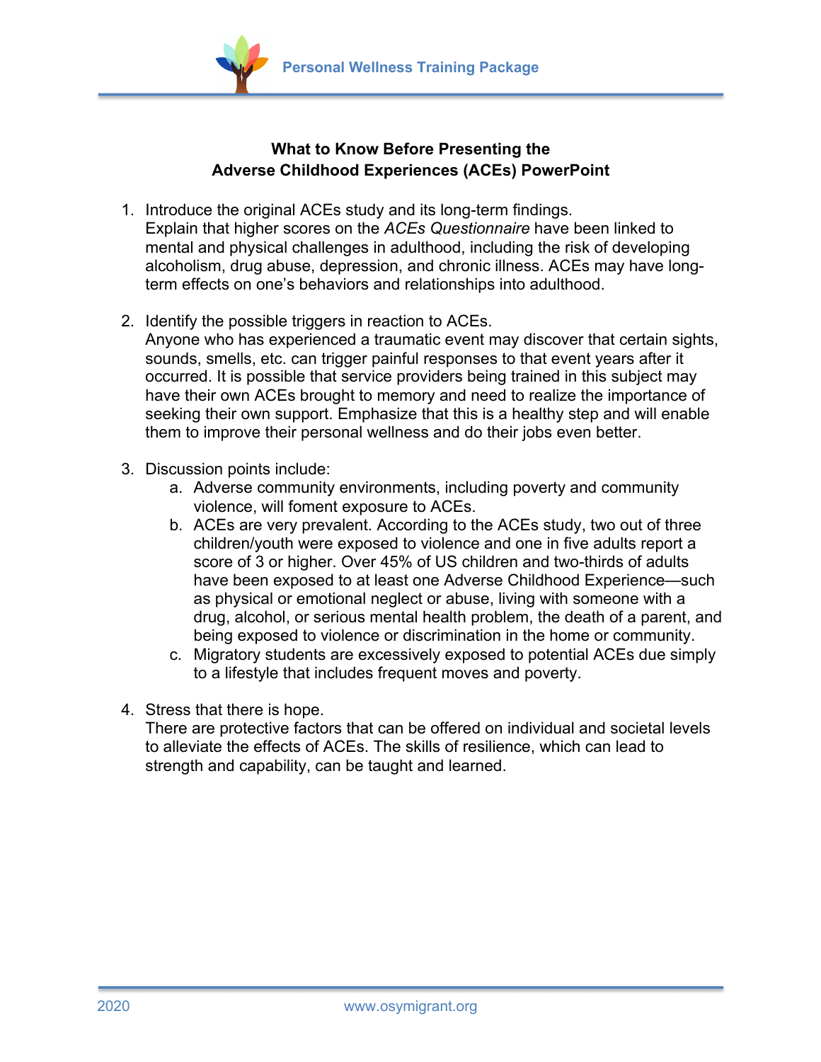**What to Know Before Presenting the Adverse Childhood Experiences (ACEs) PowerPoint**

1. Introduce the original ACEs study and its long-term findings.
   Explain that higher scores on the *ACEs Questionnaire* have been linked to mental and physical challenges in adulthood, including the risk of developing alcoholism, drug abuse, depression, and chronic illness. ACEs may have long-term effects on one's behaviors and relationships into adulthood.

2. Identify the possible triggers in reaction to ACEs.
   Anyone who has experienced a traumatic event may discover that certain sights, sounds, smells, etc. can trigger painful responses to that event years after it occurred. It is possible that service providers being trained in this subject may have their own ACEs brought to memory and need to realize the importance of seeking their own support. Emphasize that this is a healthy step and will enable them to improve their personal wellness and do their jobs even better.

3. Discussion points include:
   a. Adverse community environments, including poverty and community violence, will foment exposure to ACEs.
   b. ACEs are very prevalent. According to the ACEs study, two out of three children/youth were exposed to violence and one in five adults report a score of 3 or higher. Over 45% of US children and two-thirds of adults have been exposed to at least one Adverse Childhood Experience—such as physical or emotional neglect or abuse, living with someone with a drug, alcohol, or serious mental health problem, the death of a parent, and being exposed to violence or discrimination in the home or community.
   c. Migratory students are excessively exposed to potential ACEs due simply to a lifestyle that includes frequent moves and poverty.

4. Stress that there is hope.
   There are protective factors that can be offered on individual and societal levels to alleviate the effects of ACEs. The skills of resilience, which can lead to strength and capability, can be taught and learned.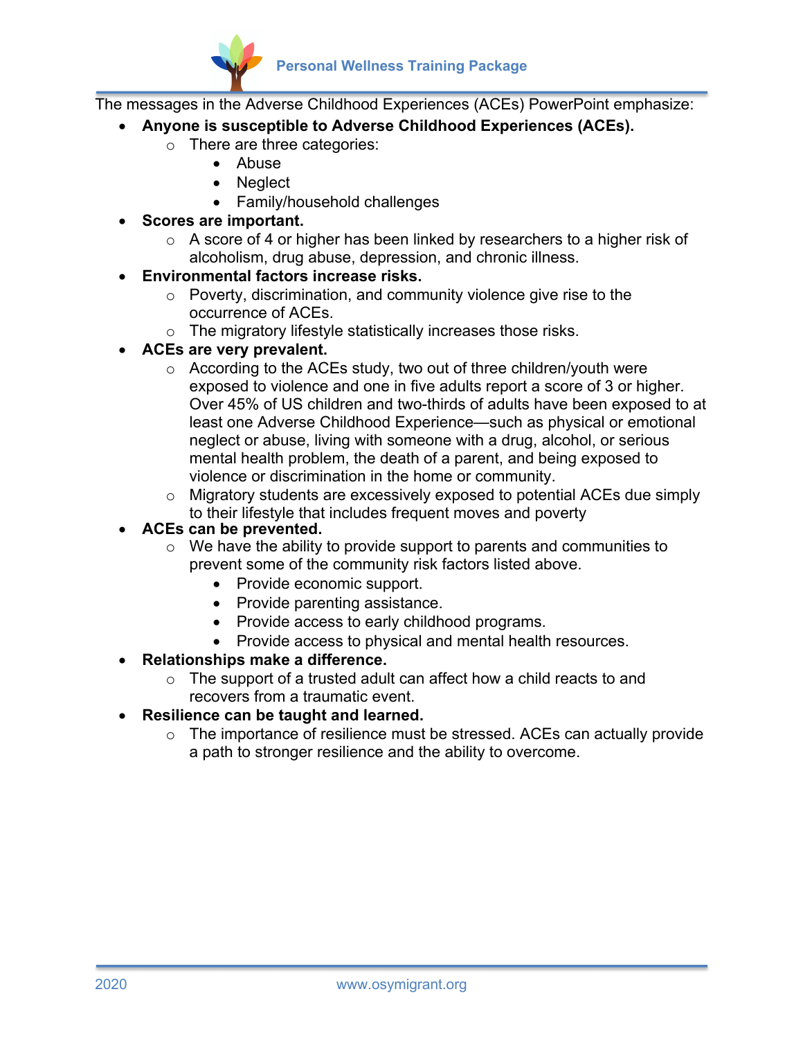The messages in the Adverse Childhood Experiences (ACEs) PowerPoint emphasize:

- **Anyone is susceptible to Adverse Childhood Experiences (ACEs).**
  - There are three categories:
    - Abuse
    - Neglect
    - Family/household challenges
- **Scores are important.**
  - A score of 4 or higher has been linked by researchers to a higher risk of alcoholism, drug abuse, depression, and chronic illness.
- **Environmental factors increase risks.**
  - Poverty, discrimination, and community violence give rise to the occurrence of ACEs.
  - The migratory lifestyle statistically increases those risks.
- **ACEs are very prevalent.**
  - According to the ACEs study, two out of three children/youth were exposed to violence and one in five adults report a score of 3 or higher. Over 45% of US children and two-thirds of adults have been exposed to at least one Adverse Childhood Experience—such as physical or emotional neglect or abuse, living with someone with a drug, alcohol, or serious mental health problem, the death of a parent, and being exposed to violence or discrimination in the home or community.
  - Migratory students are excessively exposed to potential ACEs due simply to their lifestyle that includes frequent moves and poverty
- **ACEs can be prevented.**
  - We have the ability to provide support to parents and communities to prevent some of the community risk factors listed above.
    - Provide economic support.
    - Provide parenting assistance.
    - Provide access to early childhood programs.
    - Provide access to physical and mental health resources.
- **Relationships make a difference.**
  - The support of a trusted adult can affect how a child reacts to and recovers from a traumatic event.
- **Resilience can be taught and learned.**
  - The importance of resilience must be stressed. ACEs can actually provide a path to stronger resilience and the ability to overcome.